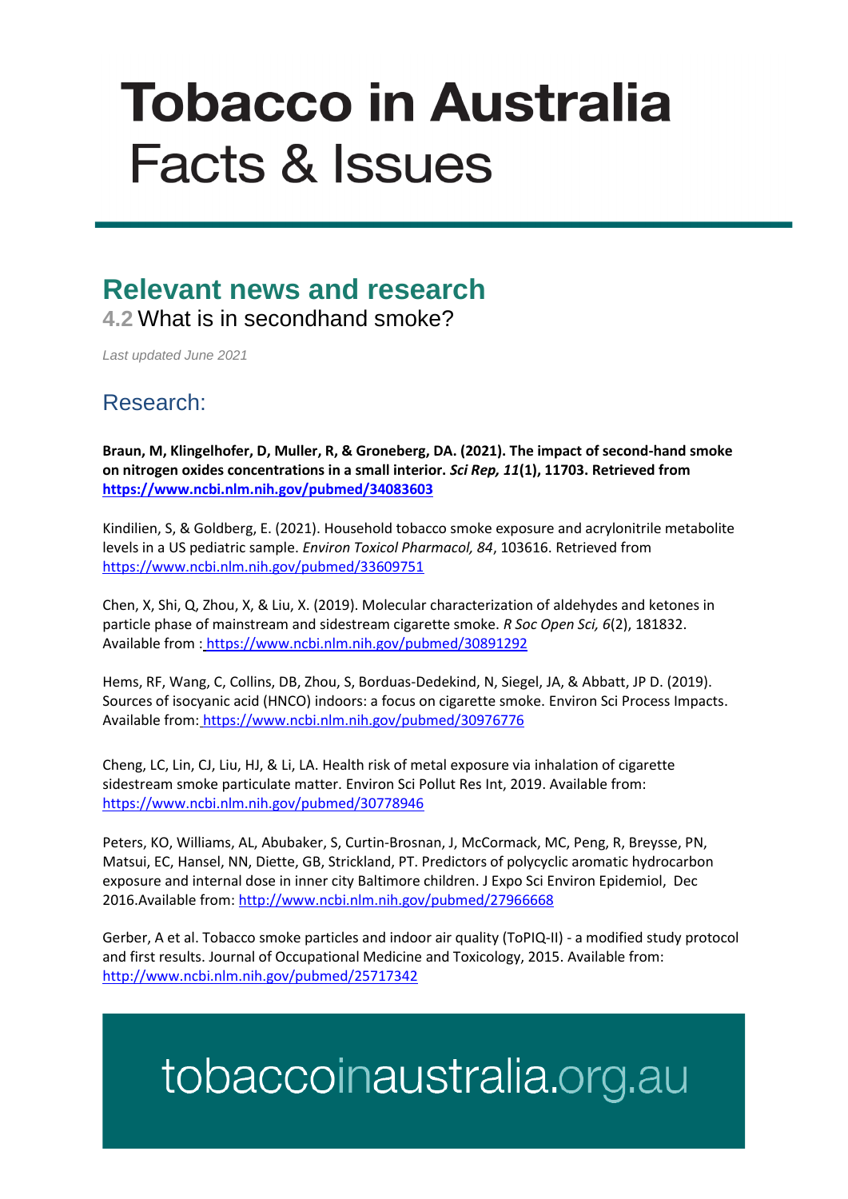# Tobacco in Australia
Facts & Issues

## Relevant news and research

### 4.2 What is in secondhand smoke?

*Last updated June 2021*

## Research:

**Braun, M, Klingelhofer, D, Muller, R, & Groneberg, DA. (2021). The impact of second-hand smoke on nitrogen oxides concentrations in a small interior. *Sci Rep, 11*(1), 11703. Retrieved from https://www.ncbi.nlm.nih.gov/pubmed/34083603**

Kindilien, S, & Goldberg, E. (2021). Household tobacco smoke exposure and acrylonitrile metabolite levels in a US pediatric sample. *Environ Toxicol Pharmacol, 84*, 103616. Retrieved from https://www.ncbi.nlm.nih.gov/pubmed/33609751

Chen, X, Shi, Q, Zhou, X, & Liu, X. (2019). Molecular characterization of aldehydes and ketones in particle phase of mainstream and sidestream cigarette smoke. *R Soc Open Sci, 6*(2), 181832. Available from : https://www.ncbi.nlm.nih.gov/pubmed/30891292

Hems, RF, Wang, C, Collins, DB, Zhou, S, Borduas-Dedekind, N, Siegel, JA, & Abbatt, JP D. (2019). Sources of isocyanic acid (HNCO) indoors: a focus on cigarette smoke. Environ Sci Process Impacts. Available from: https://www.ncbi.nlm.nih.gov/pubmed/30976776

Cheng, LC, Lin, CJ, Liu, HJ, & Li, LA. Health risk of metal exposure via inhalation of cigarette sidestream smoke particulate matter. Environ Sci Pollut Res Int, 2019. Available from: https://www.ncbi.nlm.nih.gov/pubmed/30778946

Peters, KO, Williams, AL, Abubaker, S, Curtin-Brosnan, J, McCormack, MC, Peng, R, Breysse, PN, Matsui, EC, Hansel, NN, Diette, GB, Strickland, PT. Predictors of polycyclic aromatic hydrocarbon exposure and internal dose in inner city Baltimore children. J Expo Sci Environ Epidemiol, Dec 2016.Available from: http://www.ncbi.nlm.nih.gov/pubmed/27966668

Gerber, A et al. Tobacco smoke particles and indoor air quality (ToPIQ-II) - a modified study protocol and first results. Journal of Occupational Medicine and Toxicology, 2015. Available from: http://www.ncbi.nlm.nih.gov/pubmed/25717342

tobaccoinaustralia.org.au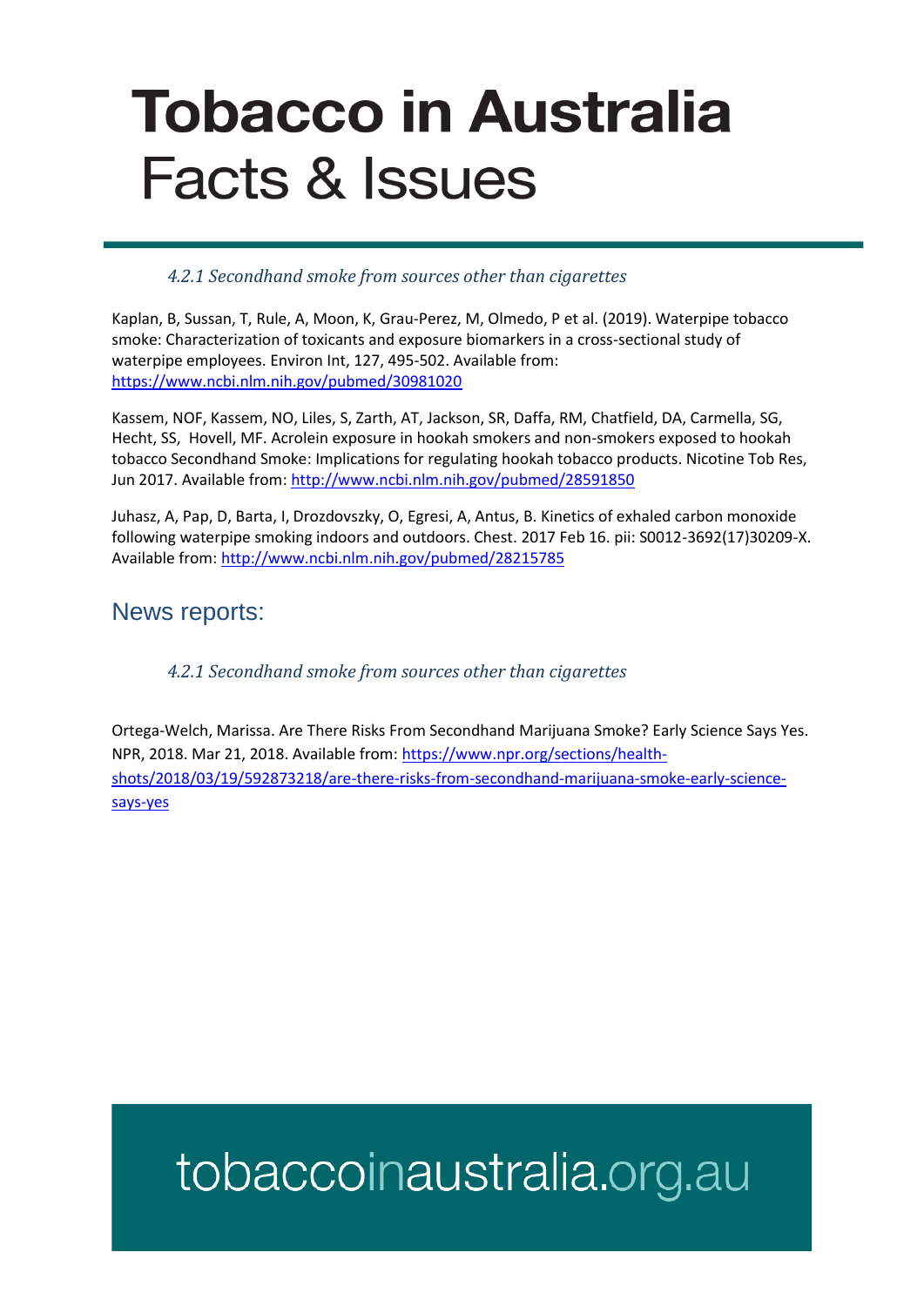*4.2.1 Secondhand smoke from sources other than cigarettes*

Kaplan, B, Sussan, T, Rule, A, Moon, K, Grau-Perez, M, Olmedo, P et al. (2019). Waterpipe tobacco smoke: Characterization of toxicants and exposure biomarkers in a cross-sectional study of waterpipe employees. Environ Int, 127, 495-502. Available from: https://www.ncbi.nlm.nih.gov/pubmed/30981020

Kassem, NOF, Kassem, NO, Liles, S, Zarth, AT, Jackson, SR, Daffa, RM, Chatfield, DA, Carmella, SG, Hecht, SS, Hovell, MF. Acrolein exposure in hookah smokers and non-smokers exposed to hookah tobacco Secondhand Smoke: Implications for regulating hookah tobacco products. Nicotine Tob Res, Jun 2017. Available from: http://www.ncbi.nlm.nih.gov/pubmed/28591850

Juhasz, A, Pap, D, Barta, I, Drozdovszky, O, Egresi, A, Antus, B. Kinetics of exhaled carbon monoxide following waterpipe smoking indoors and outdoors. Chest. 2017 Feb 16. pii: S0012-3692(17)30209-X. Available from: http://www.ncbi.nlm.nih.gov/pubmed/28215785

## News reports:

*4.2.1 Secondhand smoke from sources other than cigarettes*

Ortega-Welch, Marissa. Are There Risks From Secondhand Marijuana Smoke? Early Science Says Yes. NPR, 2018. Mar 21, 2018. Available from: https://www.npr.org/sections/health-shots/2018/03/19/592873218/are-there-risks-from-secondhand-marijuana-smoke-early-science-says-yes